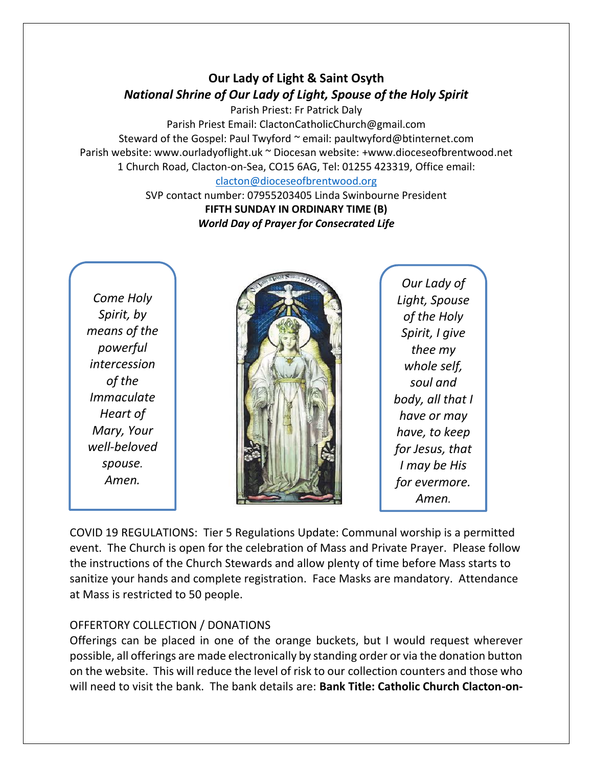# Our Lady of Light & Saint Osyth

## *National Shrine of Our Lady of Light, Spouse of the Holy Spirit*

Parish Priest: Fr Patrick Daly

Parish Priest Email: ClactonCatholicChurch@gmail.com

Steward of the Gospel: Paul Twyford ~ email: paultwyford@btinternet.com

Parish website: www.ourladyoflight.uk ~ Diocesan website: +www.dioceseofbrentwood.net

1 Church Road, Clacton-on-Sea, CO15 6AG, Tel: 01255 423319, Office email: clacton@dioceseofbrentwood.org

SVP contact number: 07955203405 Linda Swinbourne President

**FIFTH SUNDAY IN ORDINARY TIME (B)**

***World Day of Prayer for Consecrated Life***

*Come Holy Spirit, by means of the powerful intercession of the Immaculate Heart of Mary, Your well-beloved spouse. Amen.*

*Our Lady of Light, Spouse of the Holy Spirit, I give thee my whole self, soul and body, all that I have or may have, to keep for Jesus, that I may be His for evermore. Amen.*

COVID 19 REGULATIONS: Tier 5 Regulations Update: Communal worship is a permitted event. The Church is open for the celebration of Mass and Private Prayer. Please follow the instructions of the Church Stewards and allow plenty of time before Mass starts to sanitize your hands and complete registration. Face Masks are mandatory. Attendance at Mass is restricted to 50 people.

OFFERTORY COLLECTION / DONATIONS

Offerings can be placed in one of the orange buckets, but I would request wherever possible, all offerings are made electronically by standing order or via the donation button on the website. This will reduce the level of risk to our collection counters and those who will need to visit the bank. The bank details are: **Bank Title: Catholic Church Clacton-on-**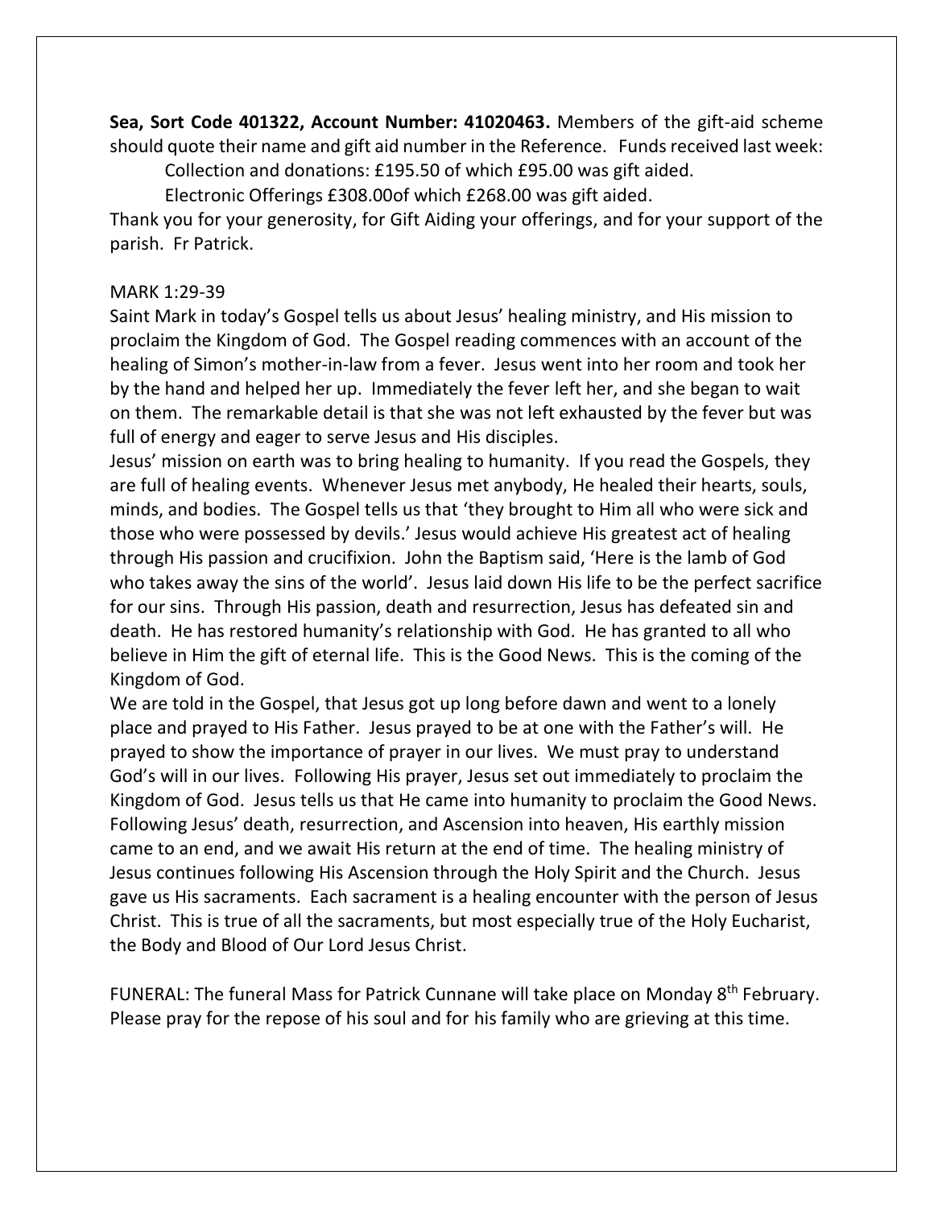**Sea, Sort Code 401322, Account Number: 41020463.** Members of the gift-aid scheme should quote their name and gift aid number in the Reference. Funds received last week:

Collection and donations: £195.50 of which £95.00 was gift aided.

Electronic Offerings £308.00of which £268.00 was gift aided.

Thank you for your generosity, for Gift Aiding your offerings, and for your support of the parish. Fr Patrick.

MARK 1:29-39

Saint Mark in today's Gospel tells us about Jesus' healing ministry, and His mission to proclaim the Kingdom of God. The Gospel reading commences with an account of the healing of Simon's mother-in-law from a fever. Jesus went into her room and took her by the hand and helped her up. Immediately the fever left her, and she began to wait on them. The remarkable detail is that she was not left exhausted by the fever but was full of energy and eager to serve Jesus and His disciples.

Jesus' mission on earth was to bring healing to humanity. If you read the Gospels, they are full of healing events. Whenever Jesus met anybody, He healed their hearts, souls, minds, and bodies. The Gospel tells us that 'they brought to Him all who were sick and those who were possessed by devils.' Jesus would achieve His greatest act of healing through His passion and crucifixion. John the Baptism said, 'Here is the lamb of God who takes away the sins of the world'. Jesus laid down His life to be the perfect sacrifice for our sins. Through His passion, death and resurrection, Jesus has defeated sin and death. He has restored humanity's relationship with God. He has granted to all who believe in Him the gift of eternal life. This is the Good News. This is the coming of the Kingdom of God.

We are told in the Gospel, that Jesus got up long before dawn and went to a lonely place and prayed to His Father. Jesus prayed to be at one with the Father's will. He prayed to show the importance of prayer in our lives. We must pray to understand God's will in our lives. Following His prayer, Jesus set out immediately to proclaim the Kingdom of God. Jesus tells us that He came into humanity to proclaim the Good News. Following Jesus' death, resurrection, and Ascension into heaven, His earthly mission came to an end, and we await His return at the end of time. The healing ministry of Jesus continues following His Ascension through the Holy Spirit and the Church. Jesus gave us His sacraments. Each sacrament is a healing encounter with the person of Jesus Christ. This is true of all the sacraments, but most especially true of the Holy Eucharist, the Body and Blood of Our Lord Jesus Christ.

FUNERAL: The funeral Mass for Patrick Cunnane will take place on Monday 8th February. Please pray for the repose of his soul and for his family who are grieving at this time.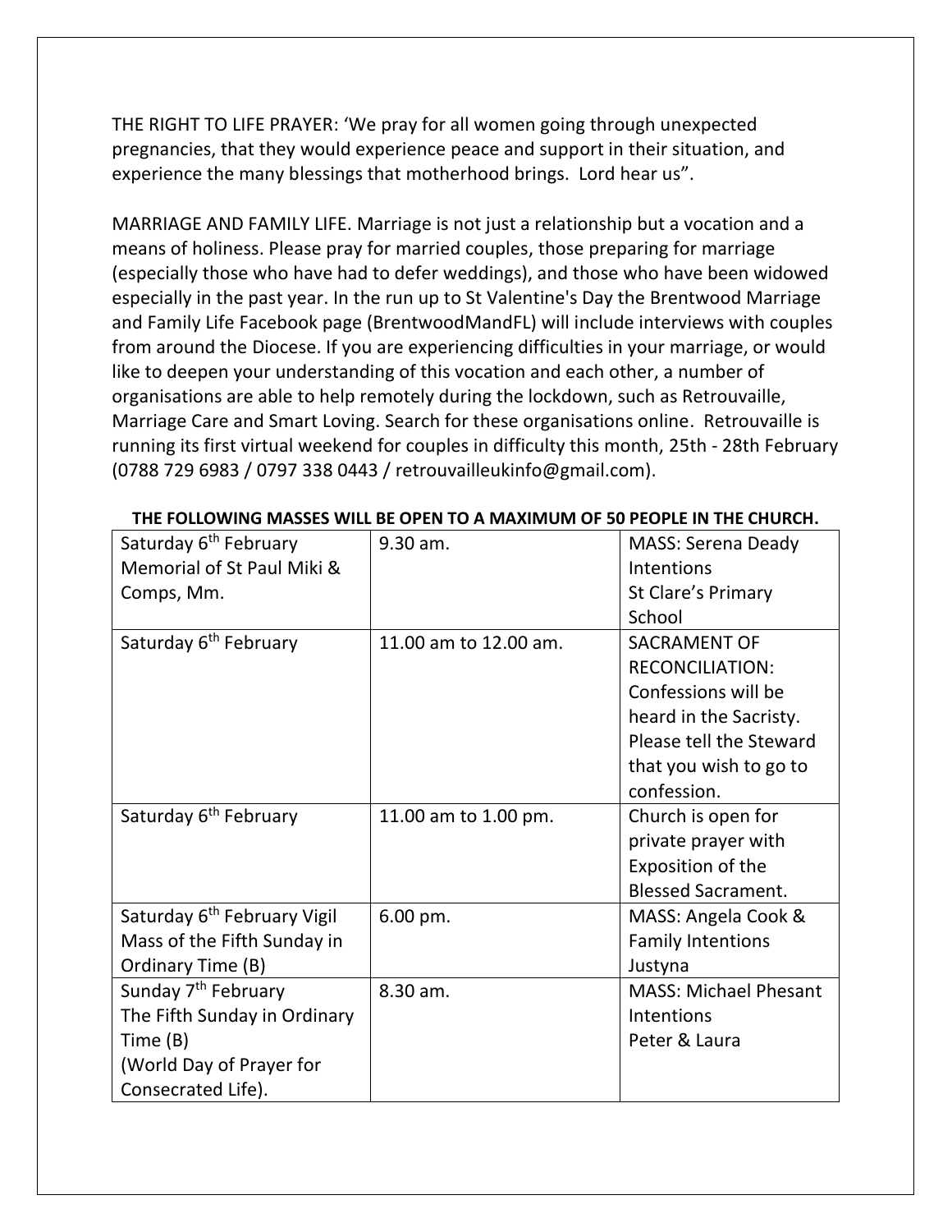THE RIGHT TO LIFE PRAYER: 'We pray for all women going through unexpected pregnancies, that they would experience peace and support in their situation, and experience the many blessings that motherhood brings. Lord hear us".

MARRIAGE AND FAMILY LIFE. Marriage is not just a relationship but a vocation and a means of holiness. Please pray for married couples, those preparing for marriage (especially those who have had to defer weddings), and those who have been widowed especially in the past year. In the run up to St Valentine's Day the Brentwood Marriage and Family Life Facebook page (BrentwoodMandFL) will include interviews with couples from around the Diocese. If you are experiencing difficulties in your marriage, or would like to deepen your understanding of this vocation and each other, a number of organisations are able to help remotely during the lockdown, such as Retrouvaille, Marriage Care and Smart Loving. Search for these organisations online. Retrouvaille is running its first virtual weekend for couples in difficulty this month, 25th - 28th February (0788 729 6983 / 0797 338 0443 / retrouvailleukinfo@gmail.com).

**THE FOLLOWING MASSES WILL BE OPEN TO A MAXIMUM OF 50 PEOPLE IN THE CHURCH.**

| | | |
|---|---|---|
| Saturday 6th February<br>Memorial of St Paul Miki & Comps, Mm. | 9.30 am. | MASS: Serena Deady Intentions<br>St Clare's Primary School |
| Saturday 6th February | 11.00 am to 12.00 am. | SACRAMENT OF RECONCILIATION: Confessions will be heard in the Sacristy. Please tell the Steward that you wish to go to confession. |
| Saturday 6th February | 11.00 am to 1.00 pm. | Church is open for private prayer with Exposition of the Blessed Sacrament. |
| Saturday 6th February Vigil Mass of the Fifth Sunday in Ordinary Time (B) | 6.00 pm. | MASS: Angela Cook & Family Intentions<br>Justyna |
| Sunday 7th February<br>The Fifth Sunday in Ordinary Time (B)<br>(World Day of Prayer for Consecrated Life). | 8.30 am. | MASS: Michael Phesant Intentions<br>Peter & Laura |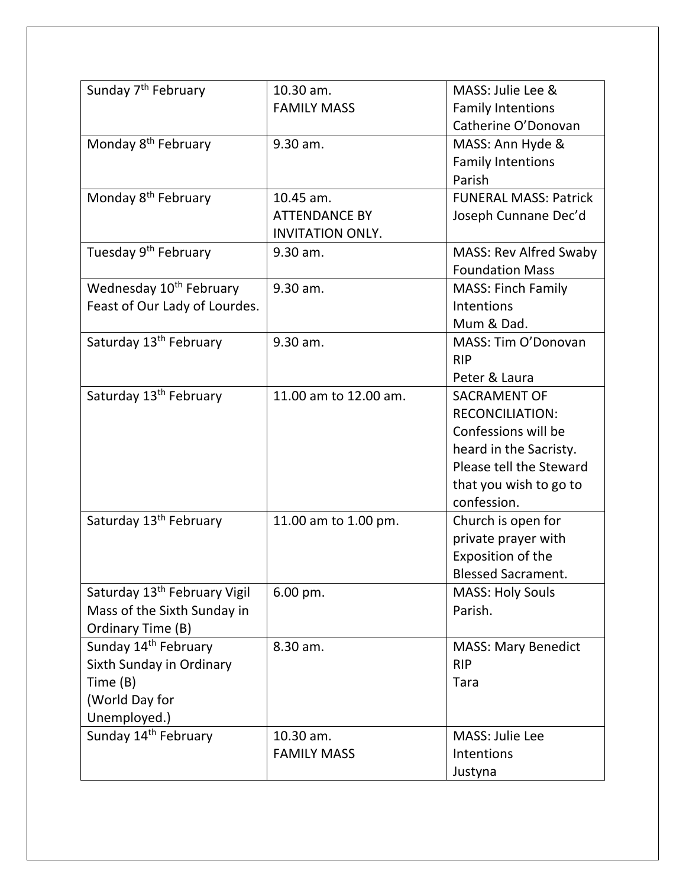| | | |
|---|---|---|
| Sunday 7th February | 10.30 am.<br>FAMILY MASS | MASS: Julie Lee & Family Intentions<br>Catherine O'Donovan |
| Monday 8th February | 9.30 am. | MASS: Ann Hyde & Family Intentions<br>Parish |
| Monday 8th February | 10.45 am.<br>ATTENDANCE BY INVITATION ONLY. | FUNERAL MASS: Patrick Joseph Cunnane Dec'd |
| Tuesday 9th February | 9.30 am. | MASS: Rev Alfred Swaby Foundation Mass |
| Wednesday 10th February<br>Feast of Our Lady of Lourdes. | 9.30 am. | MASS: Finch Family Intentions<br>Mum & Dad. |
| Saturday 13th February | 9.30 am. | MASS: Tim O'Donovan RIP<br>Peter & Laura |
| Saturday 13th February | 11.00 am to 12.00 am. | SACRAMENT OF RECONCILIATION: Confessions will be heard in the Sacristy. Please tell the Steward that you wish to go to confession. |
| Saturday 13th February | 11.00 am to 1.00 pm. | Church is open for private prayer with Exposition of the Blessed Sacrament. |
| Saturday 13th February Vigil Mass of the Sixth Sunday in Ordinary Time (B) | 6.00 pm. | MASS: Holy Souls<br>Parish. |
| Sunday 14th February<br>Sixth Sunday in Ordinary Time (B)<br>(World Day for Unemployed.) | 8.30 am. | MASS: Mary Benedict RIP<br>Tara |
| Sunday 14th February | 10.30 am.<br>FAMILY MASS | MASS: Julie Lee Intentions<br>Justyna |